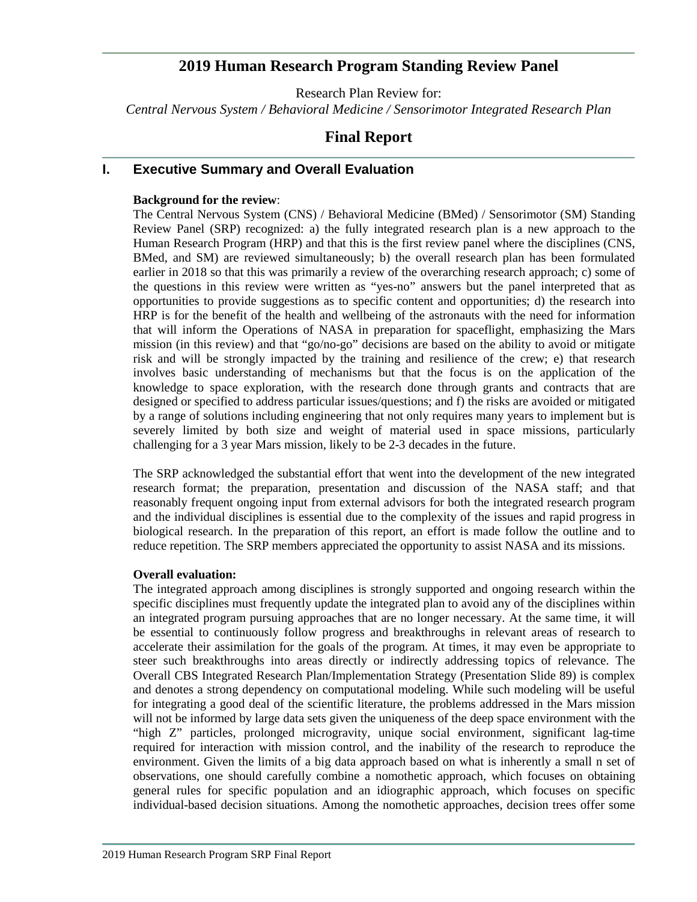# 2019 Human Research Program Standing Review Panel

Research Plan Review for:

*Central Nervous System / Behavioral Medicine / Sensorimotor Integrated Research Plan*

## Final Report

## I. Executive Summary and Overall Evaluation

**Background for the review**:

The Central Nervous System (CNS) / Behavioral Medicine (BMed) / Sensorimotor (SM) Standing Review Panel (SRP) recognized: a) the fully integrated research plan is a new approach to the Human Research Program (HRP) and that this is the first review panel where the disciplines (CNS, BMed, and SM) are reviewed simultaneously; b) the overall research plan has been formulated earlier in 2018 so that this was primarily a review of the overarching research approach; c) some of the questions in this review were written as "yes-no" answers but the panel interpreted that as opportunities to provide suggestions as to specific content and opportunities; d) the research into HRP is for the benefit of the health and wellbeing of the astronauts with the need for information that will inform the Operations of NASA in preparation for spaceflight, emphasizing the Mars mission (in this review) and that "go/no-go" decisions are based on the ability to avoid or mitigate risk and will be strongly impacted by the training and resilience of the crew; e) that research involves basic understanding of mechanisms but that the focus is on the application of the knowledge to space exploration, with the research done through grants and contracts that are designed or specified to address particular issues/questions; and f) the risks are avoided or mitigated by a range of solutions including engineering that not only requires many years to implement but is severely limited by both size and weight of material used in space missions, particularly challenging for a 3 year Mars mission, likely to be 2-3 decades in the future.

The SRP acknowledged the substantial effort that went into the development of the new integrated research format; the preparation, presentation and discussion of the NASA staff; and that reasonably frequent ongoing input from external advisors for both the integrated research program and the individual disciplines is essential due to the complexity of the issues and rapid progress in biological research. In the preparation of this report, an effort is made follow the outline and to reduce repetition. The SRP members appreciated the opportunity to assist NASA and its missions.

**Overall evaluation:**

The integrated approach among disciplines is strongly supported and ongoing research within the specific disciplines must frequently update the integrated plan to avoid any of the disciplines within an integrated program pursuing approaches that are no longer necessary. At the same time, it will be essential to continuously follow progress and breakthroughs in relevant areas of research to accelerate their assimilation for the goals of the program. At times, it may even be appropriate to steer such breakthroughs into areas directly or indirectly addressing topics of relevance. The Overall CBS Integrated Research Plan/Implementation Strategy (Presentation Slide 89) is complex and denotes a strong dependency on computational modeling. While such modeling will be useful for integrating a good deal of the scientific literature, the problems addressed in the Mars mission will not be informed by large data sets given the uniqueness of the deep space environment with the "high Z" particles, prolonged microgravity, unique social environment, significant lag-time required for interaction with mission control, and the inability of the research to reproduce the environment. Given the limits of a big data approach based on what is inherently a small n set of observations, one should carefully combine a nomothetic approach, which focuses on obtaining general rules for specific population and an idiographic approach, which focuses on specific individual-based decision situations. Among the nomothetic approaches, decision trees offer some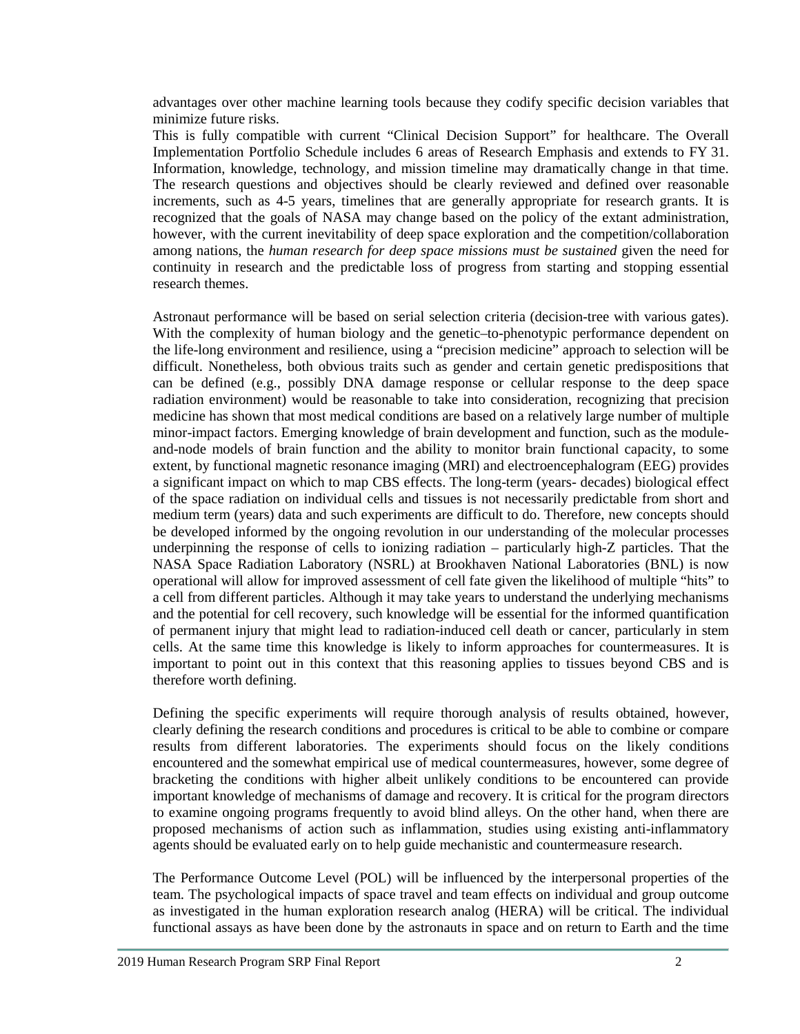advantages over other machine learning tools because they codify specific decision variables that minimize future risks.
This is fully compatible with current "Clinical Decision Support" for healthcare. The Overall Implementation Portfolio Schedule includes 6 areas of Research Emphasis and extends to FY 31. Information, knowledge, technology, and mission timeline may dramatically change in that time. The research questions and objectives should be clearly reviewed and defined over reasonable increments, such as 4-5 years, timelines that are generally appropriate for research grants. It is recognized that the goals of NASA may change based on the policy of the extant administration, however, with the current inevitability of deep space exploration and the competition/collaboration among nations, the *human research for deep space missions must be sustained* given the need for continuity in research and the predictable loss of progress from starting and stopping essential research themes.

Astronaut performance will be based on serial selection criteria (decision-tree with various gates). With the complexity of human biology and the genetic–to-phenotypic performance dependent on the life-long environment and resilience, using a "precision medicine" approach to selection will be difficult. Nonetheless, both obvious traits such as gender and certain genetic predispositions that can be defined (e.g., possibly DNA damage response or cellular response to the deep space radiation environment) would be reasonable to take into consideration, recognizing that precision medicine has shown that most medical conditions are based on a relatively large number of multiple minor-impact factors. Emerging knowledge of brain development and function, such as the module-and-node models of brain function and the ability to monitor brain functional capacity, to some extent, by functional magnetic resonance imaging (MRI) and electroencephalogram (EEG) provides a significant impact on which to map CBS effects. The long-term (years- decades) biological effect of the space radiation on individual cells and tissues is not necessarily predictable from short and medium term (years) data and such experiments are difficult to do. Therefore, new concepts should be developed informed by the ongoing revolution in our understanding of the molecular processes underpinning the response of cells to ionizing radiation – particularly high-Z particles. That the NASA Space Radiation Laboratory (NSRL) at Brookhaven National Laboratories (BNL) is now operational will allow for improved assessment of cell fate given the likelihood of multiple "hits" to a cell from different particles. Although it may take years to understand the underlying mechanisms and the potential for cell recovery, such knowledge will be essential for the informed quantification of permanent injury that might lead to radiation-induced cell death or cancer, particularly in stem cells. At the same time this knowledge is likely to inform approaches for countermeasures. It is important to point out in this context that this reasoning applies to tissues beyond CBS and is therefore worth defining.

Defining the specific experiments will require thorough analysis of results obtained, however, clearly defining the research conditions and procedures is critical to be able to combine or compare results from different laboratories. The experiments should focus on the likely conditions encountered and the somewhat empirical use of medical countermeasures, however, some degree of bracketing the conditions with higher albeit unlikely conditions to be encountered can provide important knowledge of mechanisms of damage and recovery. It is critical for the program directors to examine ongoing programs frequently to avoid blind alleys. On the other hand, when there are proposed mechanisms of action such as inflammation, studies using existing anti-inflammatory agents should be evaluated early on to help guide mechanistic and countermeasure research.

The Performance Outcome Level (POL) will be influenced by the interpersonal properties of the team. The psychological impacts of space travel and team effects on individual and group outcome as investigated in the human exploration research analog (HERA) will be critical. The individual functional assays as have been done by the astronauts in space and on return to Earth and the time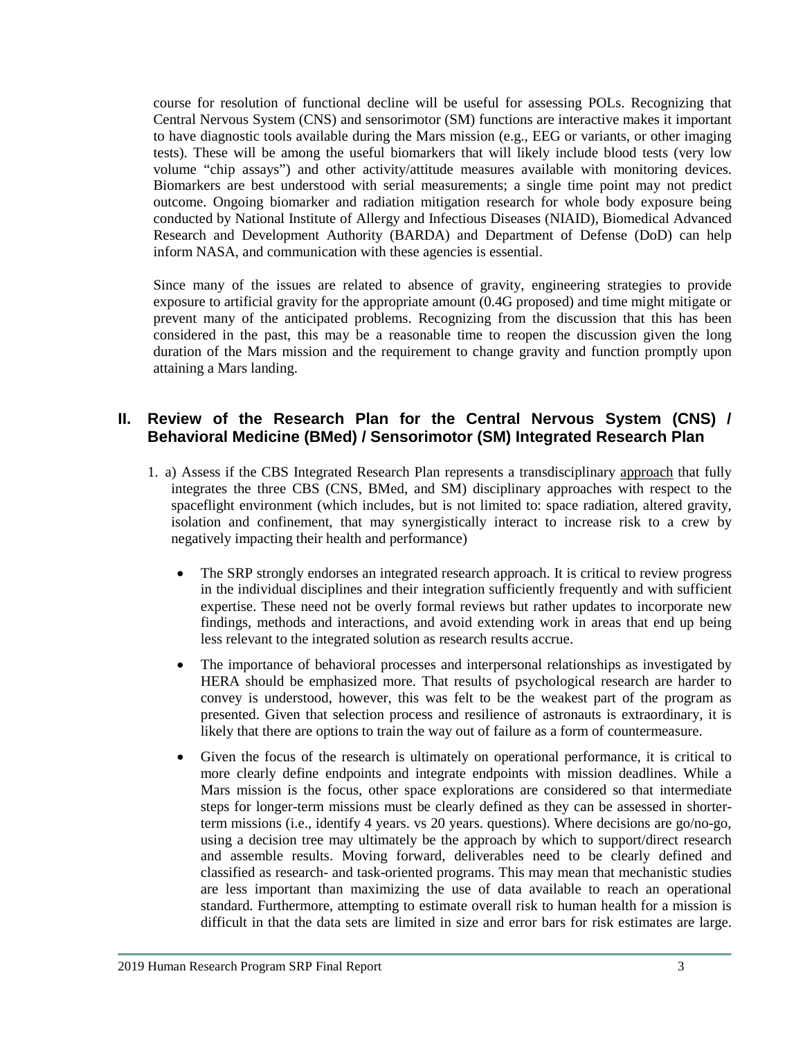course for resolution of functional decline will be useful for assessing POLs. Recognizing that Central Nervous System (CNS) and sensorimotor (SM) functions are interactive makes it important to have diagnostic tools available during the Mars mission (e.g., EEG or variants, or other imaging tests). These will be among the useful biomarkers that will likely include blood tests (very low volume "chip assays") and other activity/attitude measures available with monitoring devices. Biomarkers are best understood with serial measurements; a single time point may not predict outcome. Ongoing biomarker and radiation mitigation research for whole body exposure being conducted by National Institute of Allergy and Infectious Diseases (NIAID), Biomedical Advanced Research and Development Authority (BARDA) and Department of Defense (DoD) can help inform NASA, and communication with these agencies is essential.

Since many of the issues are related to absence of gravity, engineering strategies to provide exposure to artificial gravity for the appropriate amount (0.4G proposed) and time might mitigate or prevent many of the anticipated problems. Recognizing from the discussion that this has been considered in the past, this may be a reasonable time to reopen the discussion given the long duration of the Mars mission and the requirement to change gravity and function promptly upon attaining a Mars landing.

## II. Review of the Research Plan for the Central Nervous System (CNS) / Behavioral Medicine (BMed) / Sensorimotor (SM) Integrated Research Plan

1. a) Assess if the CBS Integrated Research Plan represents a transdisciplinary approach that fully integrates the three CBS (CNS, BMed, and SM) disciplinary approaches with respect to the spaceflight environment (which includes, but is not limited to: space radiation, altered gravity, isolation and confinement, that may synergistically interact to increase risk to a crew by negatively impacting their health and performance)

   - The SRP strongly endorses an integrated research approach. It is critical to review progress in the individual disciplines and their integration sufficiently frequently and with sufficient expertise. These need not be overly formal reviews but rather updates to incorporate new findings, methods and interactions, and avoid extending work in areas that end up being less relevant to the integrated solution as research results accrue.
   - The importance of behavioral processes and interpersonal relationships as investigated by HERA should be emphasized more. That results of psychological research are harder to convey is understood, however, this was felt to be the weakest part of the program as presented. Given that selection process and resilience of astronauts is extraordinary, it is likely that there are options to train the way out of failure as a form of countermeasure.
   - Given the focus of the research is ultimately on operational performance, it is critical to more clearly define endpoints and integrate endpoints with mission deadlines. While a Mars mission is the focus, other space explorations are considered so that intermediate steps for longer-term missions must be clearly defined as they can be assessed in shorter-term missions (i.e., identify 4 years. vs 20 years. questions). Where decisions are go/no-go, using a decision tree may ultimately be the approach by which to support/direct research and assemble results. Moving forward, deliverables need to be clearly defined and classified as research- and task-oriented programs. This may mean that mechanistic studies are less important than maximizing the use of data available to reach an operational standard. Furthermore, attempting to estimate overall risk to human health for a mission is difficult in that the data sets are limited in size and error bars for risk estimates are large.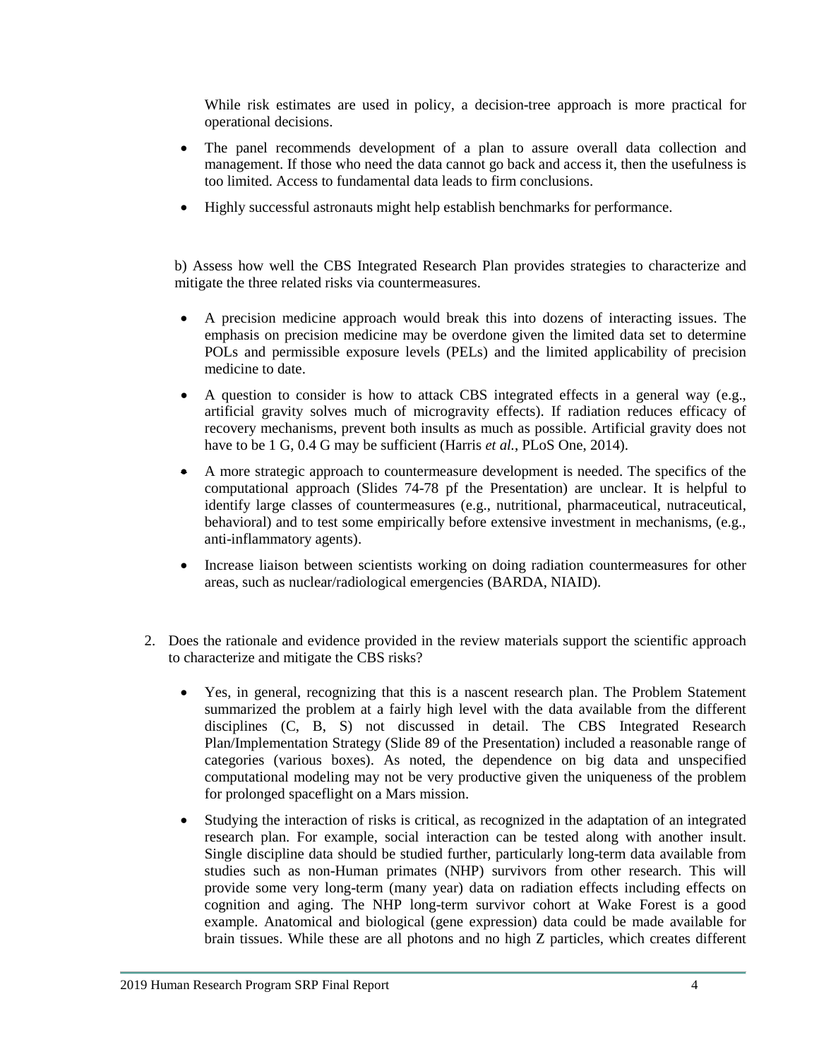While risk estimates are used in policy, a decision-tree approach is more practical for operational decisions.

- The panel recommends development of a plan to assure overall data collection and management. If those who need the data cannot go back and access it, then the usefulness is too limited. Access to fundamental data leads to firm conclusions.
- Highly successful astronauts might help establish benchmarks for performance.

b) Assess how well the CBS Integrated Research Plan provides strategies to characterize and mitigate the three related risks via countermeasures.

- A precision medicine approach would break this into dozens of interacting issues. The emphasis on precision medicine may be overdone given the limited data set to determine POLs and permissible exposure levels (PELs) and the limited applicability of precision medicine to date.
- A question to consider is how to attack CBS integrated effects in a general way (e.g., artificial gravity solves much of microgravity effects). If radiation reduces efficacy of recovery mechanisms, prevent both insults as much as possible. Artificial gravity does not have to be 1 G, 0.4 G may be sufficient (Harris *et al.*, PLoS One, 2014).
- A more strategic approach to countermeasure development is needed. The specifics of the computational approach (Slides 74-78 pf the Presentation) are unclear. It is helpful to identify large classes of countermeasures (e.g., nutritional, pharmaceutical, nutraceutical, behavioral) and to test some empirically before extensive investment in mechanisms, (e.g., anti-inflammatory agents).
- Increase liaison between scientists working on doing radiation countermeasures for other areas, such as nuclear/radiological emergencies (BARDA, NIAID).

2. Does the rationale and evidence provided in the review materials support the scientific approach to characterize and mitigate the CBS risks?

    - Yes, in general, recognizing that this is a nascent research plan. The Problem Statement summarized the problem at a fairly high level with the data available from the different disciplines (C, B, S) not discussed in detail. The CBS Integrated Research Plan/Implementation Strategy (Slide 89 of the Presentation) included a reasonable range of categories (various boxes). As noted, the dependence on big data and unspecified computational modeling may not be very productive given the uniqueness of the problem for prolonged spaceflight on a Mars mission.
    - Studying the interaction of risks is critical, as recognized in the adaptation of an integrated research plan. For example, social interaction can be tested along with another insult. Single discipline data should be studied further, particularly long-term data available from studies such as non-Human primates (NHP) survivors from other research. This will provide some very long-term (many year) data on radiation effects including effects on cognition and aging. The NHP long-term survivor cohort at Wake Forest is a good example. Anatomical and biological (gene expression) data could be made available for brain tissues. While these are all photons and no high Z particles, which creates different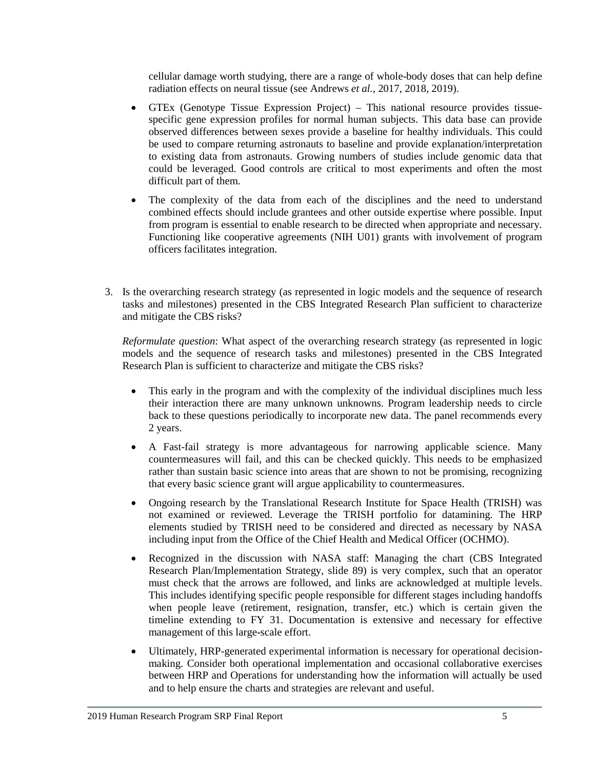cellular damage worth studying, there are a range of whole-body doses that can help define radiation effects on neural tissue (see Andrews *et al.*, 2017, 2018, 2019).

- GTEx (Genotype Tissue Expression Project) – This national resource provides tissue-specific gene expression profiles for normal human subjects. This data base can provide observed differences between sexes provide a baseline for healthy individuals. This could be used to compare returning astronauts to baseline and provide explanation/interpretation to existing data from astronauts. Growing numbers of studies include genomic data that could be leveraged. Good controls are critical to most experiments and often the most difficult part of them.
- The complexity of the data from each of the disciplines and the need to understand combined effects should include grantees and other outside expertise where possible. Input from program is essential to enable research to be directed when appropriate and necessary. Functioning like cooperative agreements (NIH U01) grants with involvement of program officers facilitates integration.

3. Is the overarching research strategy (as represented in logic models and the sequence of research tasks and milestones) presented in the CBS Integrated Research Plan sufficient to characterize and mitigate the CBS risks?

   *Reformulate question*: What aspect of the overarching research strategy (as represented in logic models and the sequence of research tasks and milestones) presented in the CBS Integrated Research Plan is sufficient to characterize and mitigate the CBS risks?

   - This early in the program and with the complexity of the individual disciplines much less their interaction there are many unknown unknowns. Program leadership needs to circle back to these questions periodically to incorporate new data. The panel recommends every 2 years.
   - A Fast-fail strategy is more advantageous for narrowing applicable science. Many countermeasures will fail, and this can be checked quickly. This needs to be emphasized rather than sustain basic science into areas that are shown to not be promising, recognizing that every basic science grant will argue applicability to countermeasures.
   - Ongoing research by the Translational Research Institute for Space Health (TRISH) was not examined or reviewed. Leverage the TRISH portfolio for datamining. The HRP elements studied by TRISH need to be considered and directed as necessary by NASA including input from the Office of the Chief Health and Medical Officer (OCHMO).
   - Recognized in the discussion with NASA staff: Managing the chart (CBS Integrated Research Plan/Implementation Strategy, slide 89) is very complex, such that an operator must check that the arrows are followed, and links are acknowledged at multiple levels. This includes identifying specific people responsible for different stages including handoffs when people leave (retirement, resignation, transfer, etc.) which is certain given the timeline extending to FY 31. Documentation is extensive and necessary for effective management of this large-scale effort.
   - Ultimately, HRP-generated experimental information is necessary for operational decision-making. Consider both operational implementation and occasional collaborative exercises between HRP and Operations for understanding how the information will actually be used and to help ensure the charts and strategies are relevant and useful.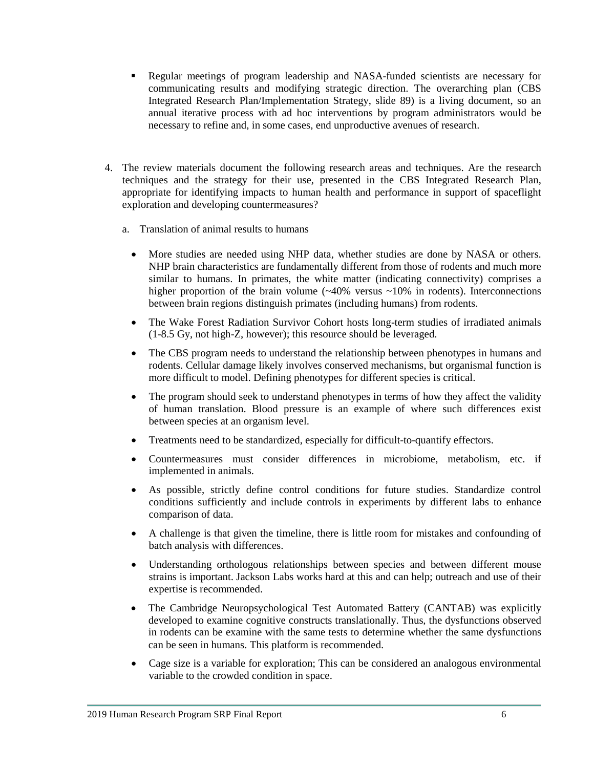- Regular meetings of program leadership and NASA-funded scientists are necessary for communicating results and modifying strategic direction. The overarching plan (CBS Integrated Research Plan/Implementation Strategy, slide 89) is a living document, so an annual iterative process with ad hoc interventions by program administrators would be necessary to refine and, in some cases, end unproductive avenues of research.

4. The review materials document the following research areas and techniques. Are the research techniques and the strategy for their use, presented in the CBS Integrated Research Plan, appropriate for identifying impacts to human health and performance in support of spaceflight exploration and developing countermeasures?

   a. Translation of animal results to humans

      - More studies are needed using NHP data, whether studies are done by NASA or others. NHP brain characteristics are fundamentally different from those of rodents and much more similar to humans. In primates, the white matter (indicating connectivity) comprises a higher proportion of the brain volume (~40% versus ~10% in rodents). Interconnections between brain regions distinguish primates (including humans) from rodents.
      - The Wake Forest Radiation Survivor Cohort hosts long-term studies of irradiated animals (1-8.5 Gy, not high-Z, however); this resource should be leveraged.
      - The CBS program needs to understand the relationship between phenotypes in humans and rodents. Cellular damage likely involves conserved mechanisms, but organismal function is more difficult to model. Defining phenotypes for different species is critical.
      - The program should seek to understand phenotypes in terms of how they affect the validity of human translation. Blood pressure is an example of where such differences exist between species at an organism level.
      - Treatments need to be standardized, especially for difficult-to-quantify effectors.
      - Countermeasures must consider differences in microbiome, metabolism, etc. if implemented in animals.
      - As possible, strictly define control conditions for future studies. Standardize control conditions sufficiently and include controls in experiments by different labs to enhance comparison of data.
      - A challenge is that given the timeline, there is little room for mistakes and confounding of batch analysis with differences.
      - Understanding orthologous relationships between species and between different mouse strains is important. Jackson Labs works hard at this and can help; outreach and use of their expertise is recommended.
      - The Cambridge Neuropsychological Test Automated Battery (CANTAB) was explicitly developed to examine cognitive constructs translationally. Thus, the dysfunctions observed in rodents can be examine with the same tests to determine whether the same dysfunctions can be seen in humans. This platform is recommended.
      - Cage size is a variable for exploration; This can be considered an analogous environmental variable to the crowded condition in space.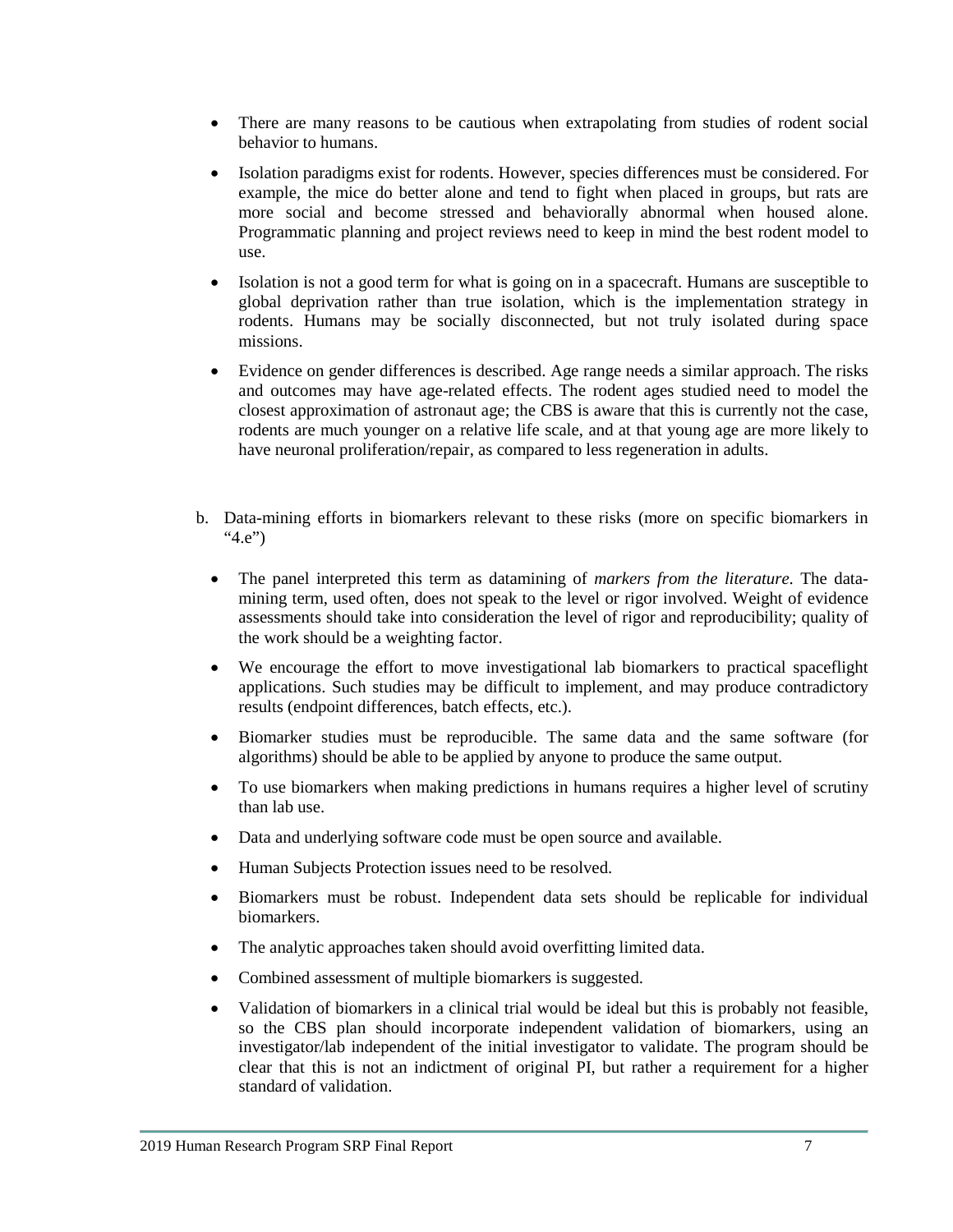- There are many reasons to be cautious when extrapolating from studies of rodent social behavior to humans.
- Isolation paradigms exist for rodents. However, species differences must be considered. For example, the mice do better alone and tend to fight when placed in groups, but rats are more social and become stressed and behaviorally abnormal when housed alone. Programmatic planning and project reviews need to keep in mind the best rodent model to use.
- Isolation is not a good term for what is going on in a spacecraft. Humans are susceptible to global deprivation rather than true isolation, which is the implementation strategy in rodents. Humans may be socially disconnected, but not truly isolated during space missions.
- Evidence on gender differences is described. Age range needs a similar approach. The risks and outcomes may have age-related effects. The rodent ages studied need to model the closest approximation of astronaut age; the CBS is aware that this is currently not the case, rodents are much younger on a relative life scale, and at that young age are more likely to have neuronal proliferation/repair, as compared to less regeneration in adults.

b. Data-mining efforts in biomarkers relevant to these risks (more on specific biomarkers in "4.e")

- The panel interpreted this term as datamining of *markers from the literature*. The data-mining term, used often, does not speak to the level or rigor involved. Weight of evidence assessments should take into consideration the level of rigor and reproducibility; quality of the work should be a weighting factor.
- We encourage the effort to move investigational lab biomarkers to practical spaceflight applications. Such studies may be difficult to implement, and may produce contradictory results (endpoint differences, batch effects, etc.).
- Biomarker studies must be reproducible. The same data and the same software (for algorithms) should be able to be applied by anyone to produce the same output.
- To use biomarkers when making predictions in humans requires a higher level of scrutiny than lab use.
- Data and underlying software code must be open source and available.
- Human Subjects Protection issues need to be resolved.
- Biomarkers must be robust. Independent data sets should be replicable for individual biomarkers.
- The analytic approaches taken should avoid overfitting limited data.
- Combined assessment of multiple biomarkers is suggested.
- Validation of biomarkers in a clinical trial would be ideal but this is probably not feasible, so the CBS plan should incorporate independent validation of biomarkers, using an investigator/lab independent of the initial investigator to validate. The program should be clear that this is not an indictment of original PI, but rather a requirement for a higher standard of validation.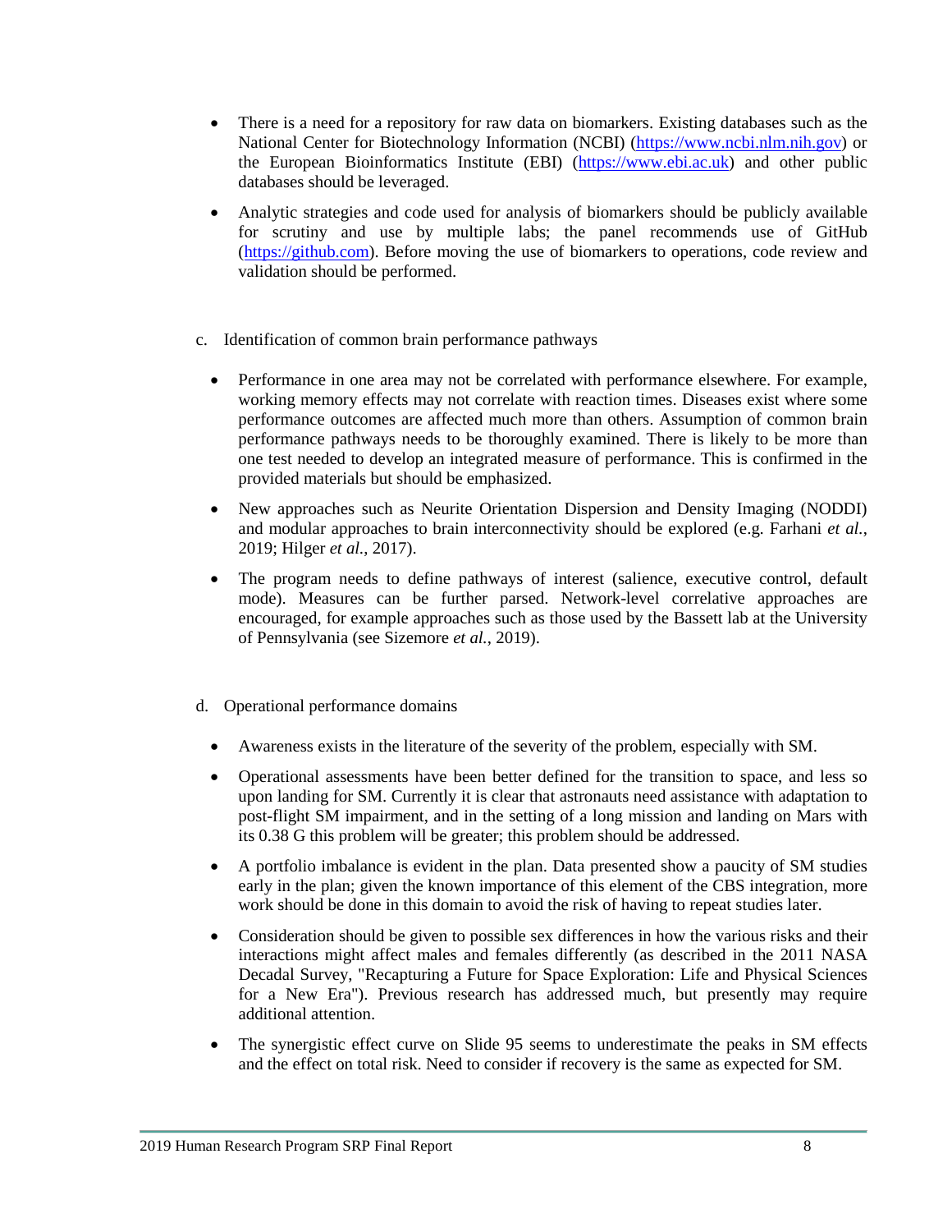- There is a need for a repository for raw data on biomarkers. Existing databases such as the National Center for Biotechnology Information (NCBI) (https://www.ncbi.nlm.nih.gov) or the European Bioinformatics Institute (EBI) (https://www.ebi.ac.uk) and other public databases should be leveraged.
- Analytic strategies and code used for analysis of biomarkers should be publicly available for scrutiny and use by multiple labs; the panel recommends use of GitHub (https://github.com). Before moving the use of biomarkers to operations, code review and validation should be performed.

c. Identification of common brain performance pathways

- Performance in one area may not be correlated with performance elsewhere. For example, working memory effects may not correlate with reaction times. Diseases exist where some performance outcomes are affected much more than others. Assumption of common brain performance pathways needs to be thoroughly examined. There is likely to be more than one test needed to develop an integrated measure of performance. This is confirmed in the provided materials but should be emphasized.
- New approaches such as Neurite Orientation Dispersion and Density Imaging (NODDI) and modular approaches to brain interconnectivity should be explored (e.g. Farhani *et al.*, 2019; Hilger *et al.*, 2017).
- The program needs to define pathways of interest (salience, executive control, default mode). Measures can be further parsed. Network-level correlative approaches are encouraged, for example approaches such as those used by the Bassett lab at the University of Pennsylvania (see Sizemore *et al.*, 2019).

d. Operational performance domains

- Awareness exists in the literature of the severity of the problem, especially with SM.
- Operational assessments have been better defined for the transition to space, and less so upon landing for SM. Currently it is clear that astronauts need assistance with adaptation to post-flight SM impairment, and in the setting of a long mission and landing on Mars with its 0.38 G this problem will be greater; this problem should be addressed.
- A portfolio imbalance is evident in the plan. Data presented show a paucity of SM studies early in the plan; given the known importance of this element of the CBS integration, more work should be done in this domain to avoid the risk of having to repeat studies later.
- Consideration should be given to possible sex differences in how the various risks and their interactions might affect males and females differently (as described in the 2011 NASA Decadal Survey, "Recapturing a Future for Space Exploration: Life and Physical Sciences for a New Era"). Previous research has addressed much, but presently may require additional attention.
- The synergistic effect curve on Slide 95 seems to underestimate the peaks in SM effects and the effect on total risk. Need to consider if recovery is the same as expected for SM.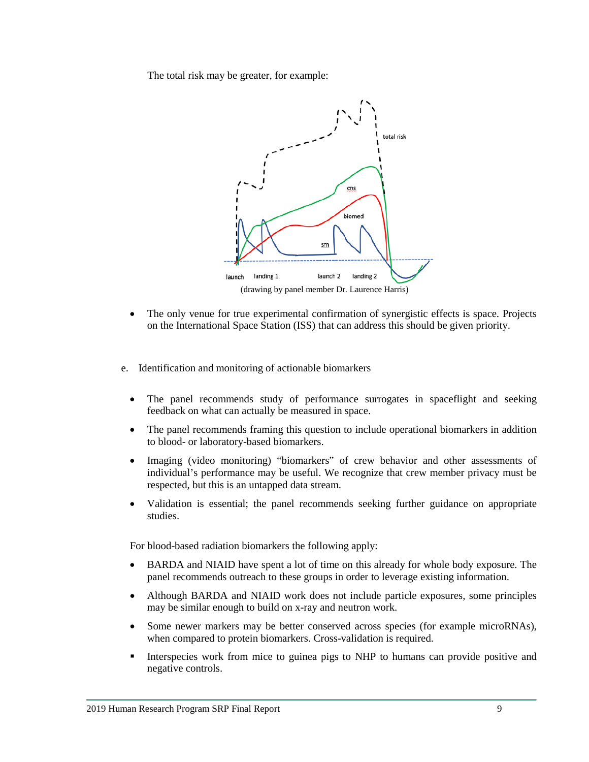The total risk may be greater, for example:

(drawing by panel member Dr. Laurence Harris)

- The only venue for true experimental confirmation of synergistic effects is space. Projects on the International Space Station (ISS) that can address this should be given priority.

e. Identification and monitoring of actionable biomarkers

- The panel recommends study of performance surrogates in spaceflight and seeking feedback on what can actually be measured in space.
- The panel recommends framing this question to include operational biomarkers in addition to blood- or laboratory-based biomarkers.
- Imaging (video monitoring) "biomarkers" of crew behavior and other assessments of individual's performance may be useful. We recognize that crew member privacy must be respected, but this is an untapped data stream.
- Validation is essential; the panel recommends seeking further guidance on appropriate studies.

For blood-based radiation biomarkers the following apply:

- BARDA and NIAID have spent a lot of time on this already for whole body exposure. The panel recommends outreach to these groups in order to leverage existing information.
- Although BARDA and NIAID work does not include particle exposures, some principles may be similar enough to build on x-ray and neutron work.
- Some newer markers may be better conserved across species (for example microRNAs), when compared to protein biomarkers. Cross-validation is required.
- Interspecies work from mice to guinea pigs to NHP to humans can provide positive and negative controls.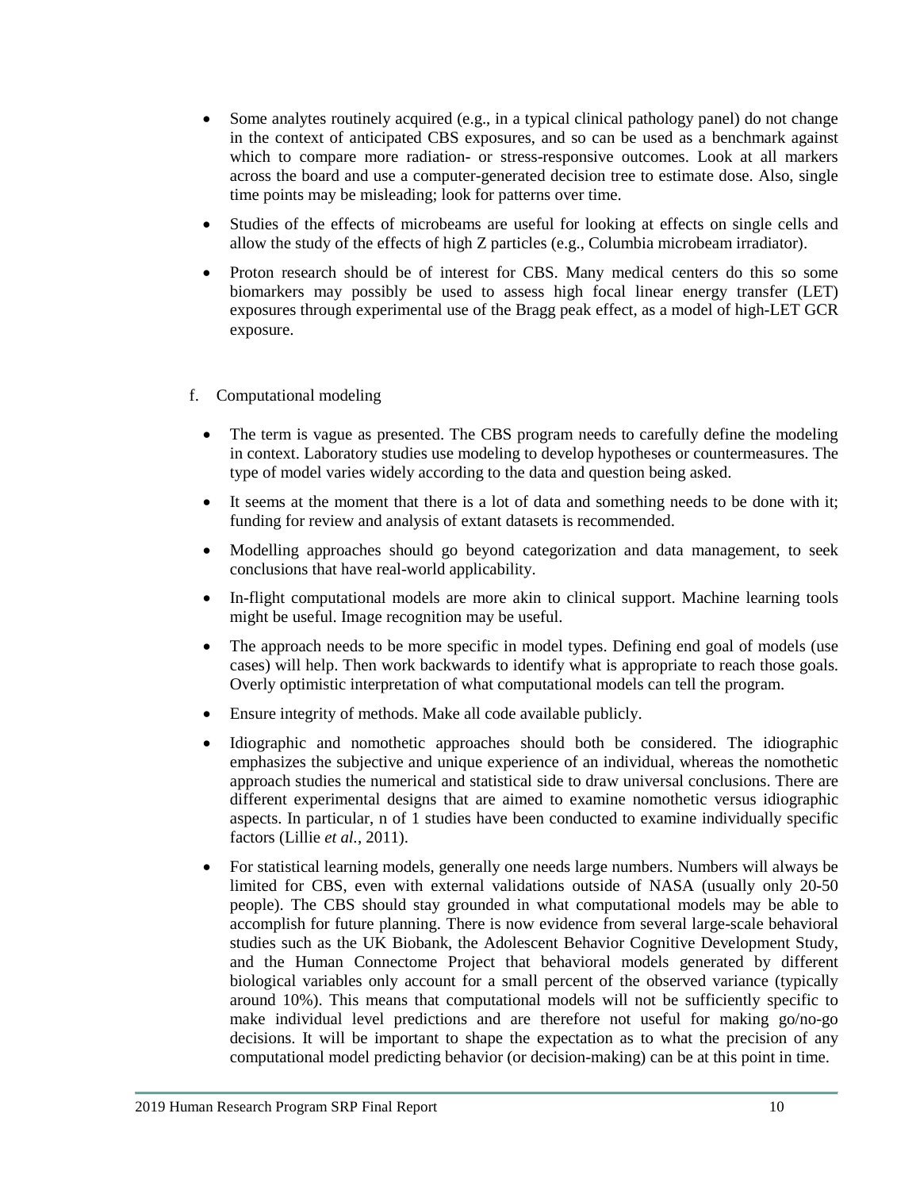- Some analytes routinely acquired (e.g., in a typical clinical pathology panel) do not change in the context of anticipated CBS exposures, and so can be used as a benchmark against which to compare more radiation- or stress-responsive outcomes. Look at all markers across the board and use a computer-generated decision tree to estimate dose. Also, single time points may be misleading; look for patterns over time.
- Studies of the effects of microbeams are useful for looking at effects on single cells and allow the study of the effects of high Z particles (e.g., Columbia microbeam irradiator).
- Proton research should be of interest for CBS. Many medical centers do this so some biomarkers may possibly be used to assess high focal linear energy transfer (LET) exposures through experimental use of the Bragg peak effect, as a model of high-LET GCR exposure.

f. Computational modeling

- The term is vague as presented. The CBS program needs to carefully define the modeling in context. Laboratory studies use modeling to develop hypotheses or countermeasures. The type of model varies widely according to the data and question being asked.
- It seems at the moment that there is a lot of data and something needs to be done with it; funding for review and analysis of extant datasets is recommended.
- Modelling approaches should go beyond categorization and data management, to seek conclusions that have real-world applicability.
- In-flight computational models are more akin to clinical support. Machine learning tools might be useful. Image recognition may be useful.
- The approach needs to be more specific in model types. Defining end goal of models (use cases) will help. Then work backwards to identify what is appropriate to reach those goals. Overly optimistic interpretation of what computational models can tell the program.
- Ensure integrity of methods. Make all code available publicly.
- Idiographic and nomothetic approaches should both be considered. The idiographic emphasizes the subjective and unique experience of an individual, whereas the nomothetic approach studies the numerical and statistical side to draw universal conclusions. There are different experimental designs that are aimed to examine nomothetic versus idiographic aspects. In particular, n of 1 studies have been conducted to examine individually specific factors (Lillie *et al.*, 2011).
- For statistical learning models, generally one needs large numbers. Numbers will always be limited for CBS, even with external validations outside of NASA (usually only 20-50 people). The CBS should stay grounded in what computational models may be able to accomplish for future planning. There is now evidence from several large-scale behavioral studies such as the UK Biobank, the Adolescent Behavior Cognitive Development Study, and the Human Connectome Project that behavioral models generated by different biological variables only account for a small percent of the observed variance (typically around 10%). This means that computational models will not be sufficiently specific to make individual level predictions and are therefore not useful for making go/no-go decisions. It will be important to shape the expectation as to what the precision of any computational model predicting behavior (or decision-making) can be at this point in time.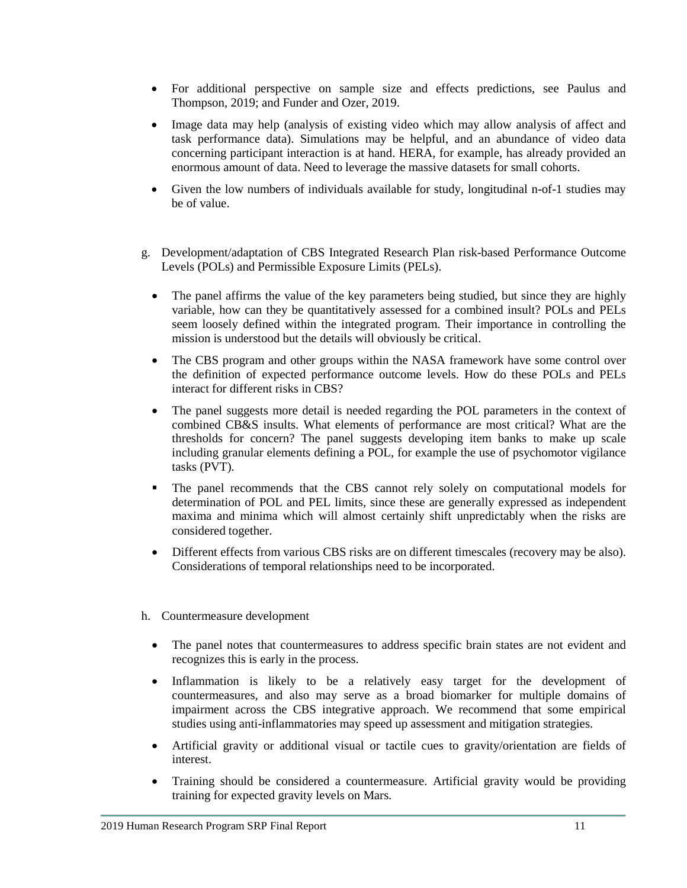- For additional perspective on sample size and effects predictions, see Paulus and Thompson, 2019; and Funder and Ozer, 2019.
- Image data may help (analysis of existing video which may allow analysis of affect and task performance data). Simulations may be helpful, and an abundance of video data concerning participant interaction is at hand. HERA, for example, has already provided an enormous amount of data. Need to leverage the massive datasets for small cohorts.
- Given the low numbers of individuals available for study, longitudinal n-of-1 studies may be of value.

g. Development/adaptation of CBS Integrated Research Plan risk-based Performance Outcome Levels (POLs) and Permissible Exposure Limits (PELs).

- The panel affirms the value of the key parameters being studied, but since they are highly variable, how can they be quantitatively assessed for a combined insult? POLs and PELs seem loosely defined within the integrated program. Their importance in controlling the mission is understood but the details will obviously be critical.
- The CBS program and other groups within the NASA framework have some control over the definition of expected performance outcome levels. How do these POLs and PELs interact for different risks in CBS?
- The panel suggests more detail is needed regarding the POL parameters in the context of combined CB&S insults. What elements of performance are most critical? What are the thresholds for concern? The panel suggests developing item banks to make up scale including granular elements defining a POL, for example the use of psychomotor vigilance tasks (PVT).
- The panel recommends that the CBS cannot rely solely on computational models for determination of POL and PEL limits, since these are generally expressed as independent maxima and minima which will almost certainly shift unpredictably when the risks are considered together.
- Different effects from various CBS risks are on different timescales (recovery may be also). Considerations of temporal relationships need to be incorporated.

h. Countermeasure development

- The panel notes that countermeasures to address specific brain states are not evident and recognizes this is early in the process.
- Inflammation is likely to be a relatively easy target for the development of countermeasures, and also may serve as a broad biomarker for multiple domains of impairment across the CBS integrative approach. We recommend that some empirical studies using anti-inflammatories may speed up assessment and mitigation strategies.
- Artificial gravity or additional visual or tactile cues to gravity/orientation are fields of interest.
- Training should be considered a countermeasure. Artificial gravity would be providing training for expected gravity levels on Mars.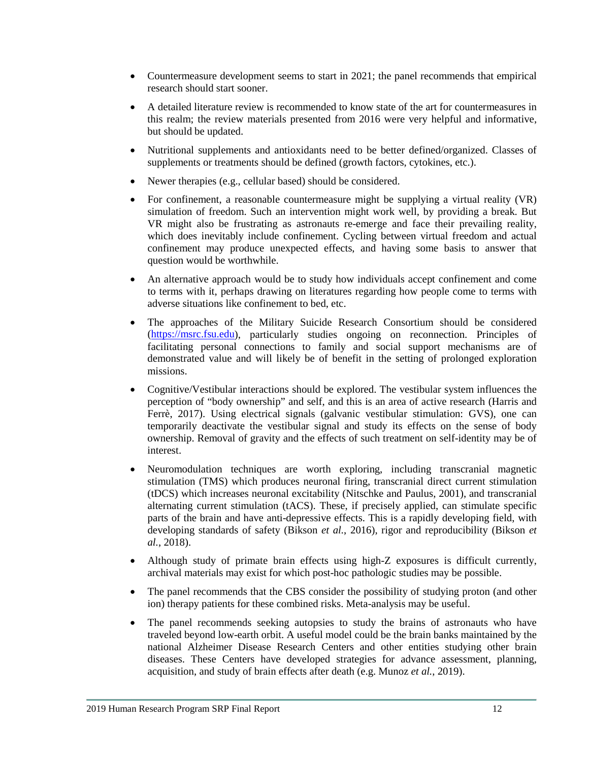- Countermeasure development seems to start in 2021; the panel recommends that empirical research should start sooner.
- A detailed literature review is recommended to know state of the art for countermeasures in this realm; the review materials presented from 2016 were very helpful and informative, but should be updated.
- Nutritional supplements and antioxidants need to be better defined/organized. Classes of supplements or treatments should be defined (growth factors, cytokines, etc.).
- Newer therapies (e.g., cellular based) should be considered.
- For confinement, a reasonable countermeasure might be supplying a virtual reality (VR) simulation of freedom. Such an intervention might work well, by providing a break. But VR might also be frustrating as astronauts re-emerge and face their prevailing reality, which does inevitably include confinement. Cycling between virtual freedom and actual confinement may produce unexpected effects, and having some basis to answer that question would be worthwhile.
- An alternative approach would be to study how individuals accept confinement and come to terms with it, perhaps drawing on literatures regarding how people come to terms with adverse situations like confinement to bed, etc.
- The approaches of the Military Suicide Research Consortium should be considered (https://msrc.fsu.edu), particularly studies ongoing on reconnection. Principles of facilitating personal connections to family and social support mechanisms are of demonstrated value and will likely be of benefit in the setting of prolonged exploration missions.
- Cognitive/Vestibular interactions should be explored. The vestibular system influences the perception of "body ownership" and self, and this is an area of active research (Harris and Ferrè, 2017). Using electrical signals (galvanic vestibular stimulation: GVS), one can temporarily deactivate the vestibular signal and study its effects on the sense of body ownership. Removal of gravity and the effects of such treatment on self-identity may be of interest.
- Neuromodulation techniques are worth exploring, including transcranial magnetic stimulation (TMS) which produces neuronal firing, transcranial direct current stimulation (tDCS) which increases neuronal excitability (Nitschke and Paulus, 2001), and transcranial alternating current stimulation (tACS). These, if precisely applied, can stimulate specific parts of the brain and have anti-depressive effects. This is a rapidly developing field, with developing standards of safety (Bikson *et al.*, 2016), rigor and reproducibility (Bikson *et al.*, 2018).
- Although study of primate brain effects using high-Z exposures is difficult currently, archival materials may exist for which post-hoc pathologic studies may be possible.
- The panel recommends that the CBS consider the possibility of studying proton (and other ion) therapy patients for these combined risks. Meta-analysis may be useful.
- The panel recommends seeking autopsies to study the brains of astronauts who have traveled beyond low-earth orbit. A useful model could be the brain banks maintained by the national Alzheimer Disease Research Centers and other entities studying other brain diseases. These Centers have developed strategies for advance assessment, planning, acquisition, and study of brain effects after death (e.g. Munoz *et al.*, 2019).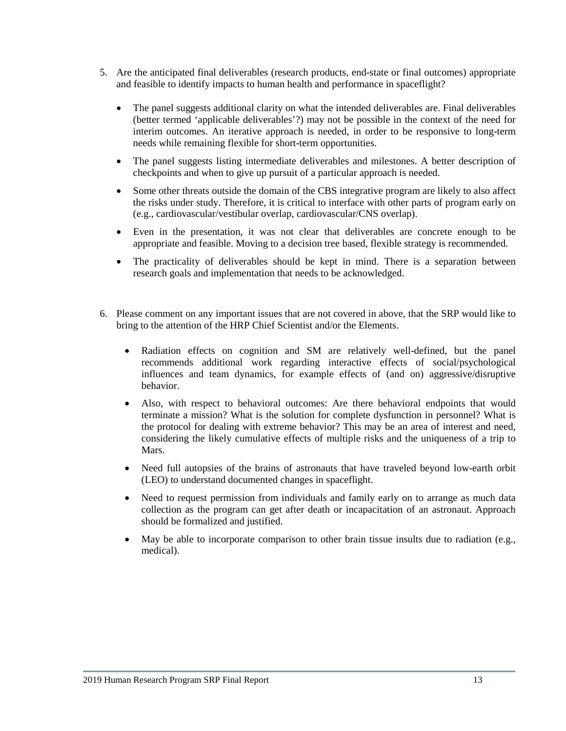5. Are the anticipated final deliverables (research products, end-state or final outcomes) appropriate and feasible to identify impacts to human health and performance in spaceflight?

    - The panel suggests additional clarity on what the intended deliverables are. Final deliverables (better termed 'applicable deliverables'?) may not be possible in the context of the need for interim outcomes. An iterative approach is needed, in order to be responsive to long-term needs while remaining flexible for short-term opportunities.
    - The panel suggests listing intermediate deliverables and milestones. A better description of checkpoints and when to give up pursuit of a particular approach is needed.
    - Some other threats outside the domain of the CBS integrative program are likely to also affect the risks under study. Therefore, it is critical to interface with other parts of program early on (e.g., cardiovascular/vestibular overlap, cardiovascular/CNS overlap).
    - Even in the presentation, it was not clear that deliverables are concrete enough to be appropriate and feasible. Moving to a decision tree based, flexible strategy is recommended.
    - The practicality of deliverables should be kept in mind. There is a separation between research goals and implementation that needs to be acknowledged.

6. Please comment on any important issues that are not covered in above, that the SRP would like to bring to the attention of the HRP Chief Scientist and/or the Elements.

    - Radiation effects on cognition and SM are relatively well-defined, but the panel recommends additional work regarding interactive effects of social/psychological influences and team dynamics, for example effects of (and on) aggressive/disruptive behavior.
    - Also, with respect to behavioral outcomes: Are there behavioral endpoints that would terminate a mission? What is the solution for complete dysfunction in personnel? What is the protocol for dealing with extreme behavior? This may be an area of interest and need, considering the likely cumulative effects of multiple risks and the uniqueness of a trip to Mars.
    - Need full autopsies of the brains of astronauts that have traveled beyond low-earth orbit (LEO) to understand documented changes in spaceflight.
    - Need to request permission from individuals and family early on to arrange as much data collection as the program can get after death or incapacitation of an astronaut. Approach should be formalized and justified.
    - May be able to incorporate comparison to other brain tissue insults due to radiation (e.g., medical).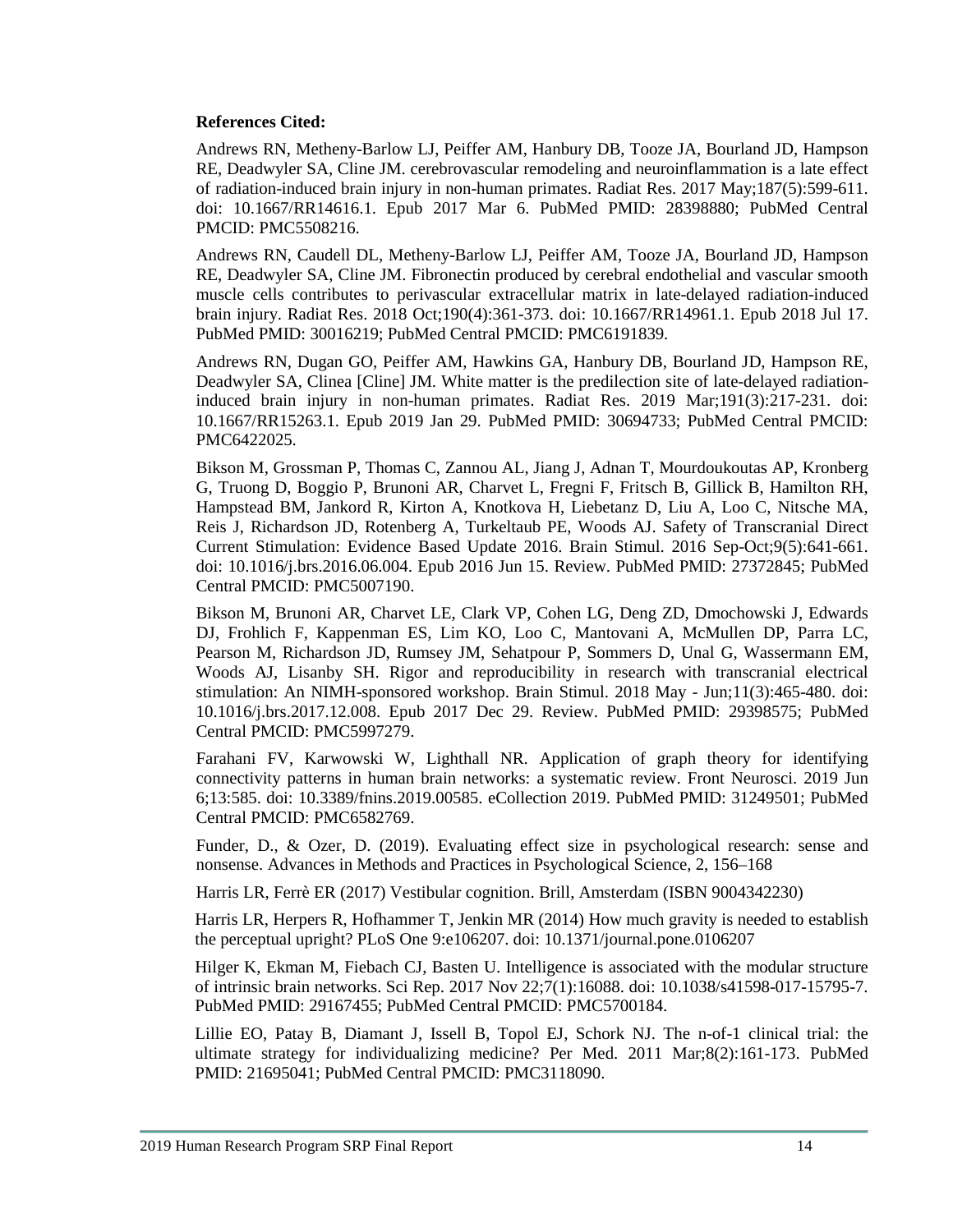**References Cited:**

Andrews RN, Metheny-Barlow LJ, Peiffer AM, Hanbury DB, Tooze JA, Bourland JD, Hampson RE, Deadwyler SA, Cline JM. cerebrovascular remodeling and neuroinflammation is a late effect of radiation-induced brain injury in non-human primates. Radiat Res. 2017 May;187(5):599-611. doi: 10.1667/RR14616.1. Epub 2017 Mar 6. PubMed PMID: 28398880; PubMed Central PMCID: PMC5508216.

Andrews RN, Caudell DL, Metheny-Barlow LJ, Peiffer AM, Tooze JA, Bourland JD, Hampson RE, Deadwyler SA, Cline JM. Fibronectin produced by cerebral endothelial and vascular smooth muscle cells contributes to perivascular extracellular matrix in late-delayed radiation-induced brain injury. Radiat Res. 2018 Oct;190(4):361-373. doi: 10.1667/RR14961.1. Epub 2018 Jul 17. PubMed PMID: 30016219; PubMed Central PMCID: PMC6191839.

Andrews RN, Dugan GO, Peiffer AM, Hawkins GA, Hanbury DB, Bourland JD, Hampson RE, Deadwyler SA, Clinea [Cline] JM. White matter is the predilection site of late-delayed radiation-induced brain injury in non-human primates. Radiat Res. 2019 Mar;191(3):217-231. doi: 10.1667/RR15263.1. Epub 2019 Jan 29. PubMed PMID: 30694733; PubMed Central PMCID: PMC6422025.

Bikson M, Grossman P, Thomas C, Zannou AL, Jiang J, Adnan T, Mourdoukoutas AP, Kronberg G, Truong D, Boggio P, Brunoni AR, Charvet L, Fregni F, Fritsch B, Gillick B, Hamilton RH, Hampstead BM, Jankord R, Kirton A, Knotkova H, Liebetanz D, Liu A, Loo C, Nitsche MA, Reis J, Richardson JD, Rotenberg A, Turkeltaub PE, Woods AJ. Safety of Transcranial Direct Current Stimulation: Evidence Based Update 2016. Brain Stimul. 2016 Sep-Oct;9(5):641-661. doi: 10.1016/j.brs.2016.06.004. Epub 2016 Jun 15. Review. PubMed PMID: 27372845; PubMed Central PMCID: PMC5007190.

Bikson M, Brunoni AR, Charvet LE, Clark VP, Cohen LG, Deng ZD, Dmochowski J, Edwards DJ, Frohlich F, Kappenman ES, Lim KO, Loo C, Mantovani A, McMullen DP, Parra LC, Pearson M, Richardson JD, Rumsey JM, Sehatpour P, Sommers D, Unal G, Wassermann EM, Woods AJ, Lisanby SH. Rigor and reproducibility in research with transcranial electrical stimulation: An NIMH-sponsored workshop. Brain Stimul. 2018 May - Jun;11(3):465-480. doi: 10.1016/j.brs.2017.12.008. Epub 2017 Dec 29. Review. PubMed PMID: 29398575; PubMed Central PMCID: PMC5997279.

Farahani FV, Karwowski W, Lighthall NR. Application of graph theory for identifying connectivity patterns in human brain networks: a systematic review. Front Neurosci. 2019 Jun 6;13:585. doi: 10.3389/fnins.2019.00585. eCollection 2019. PubMed PMID: 31249501; PubMed Central PMCID: PMC6582769.

Funder, D., & Ozer, D. (2019). Evaluating effect size in psychological research: sense and nonsense. Advances in Methods and Practices in Psychological Science, 2, 156–168

Harris LR, Ferrè ER (2017) Vestibular cognition. Brill, Amsterdam (ISBN 9004342230)

Harris LR, Herpers R, Hofhammer T, Jenkin MR (2014) How much gravity is needed to establish the perceptual upright? PLoS One 9:e106207. doi: 10.1371/journal.pone.0106207

Hilger K, Ekman M, Fiebach CJ, Basten U. Intelligence is associated with the modular structure of intrinsic brain networks. Sci Rep. 2017 Nov 22;7(1):16088. doi: 10.1038/s41598-017-15795-7. PubMed PMID: 29167455; PubMed Central PMCID: PMC5700184.

Lillie EO, Patay B, Diamant J, Issell B, Topol EJ, Schork NJ. The n-of-1 clinical trial: the ultimate strategy for individualizing medicine? Per Med. 2011 Mar;8(2):161-173. PubMed PMID: 21695041; PubMed Central PMCID: PMC3118090.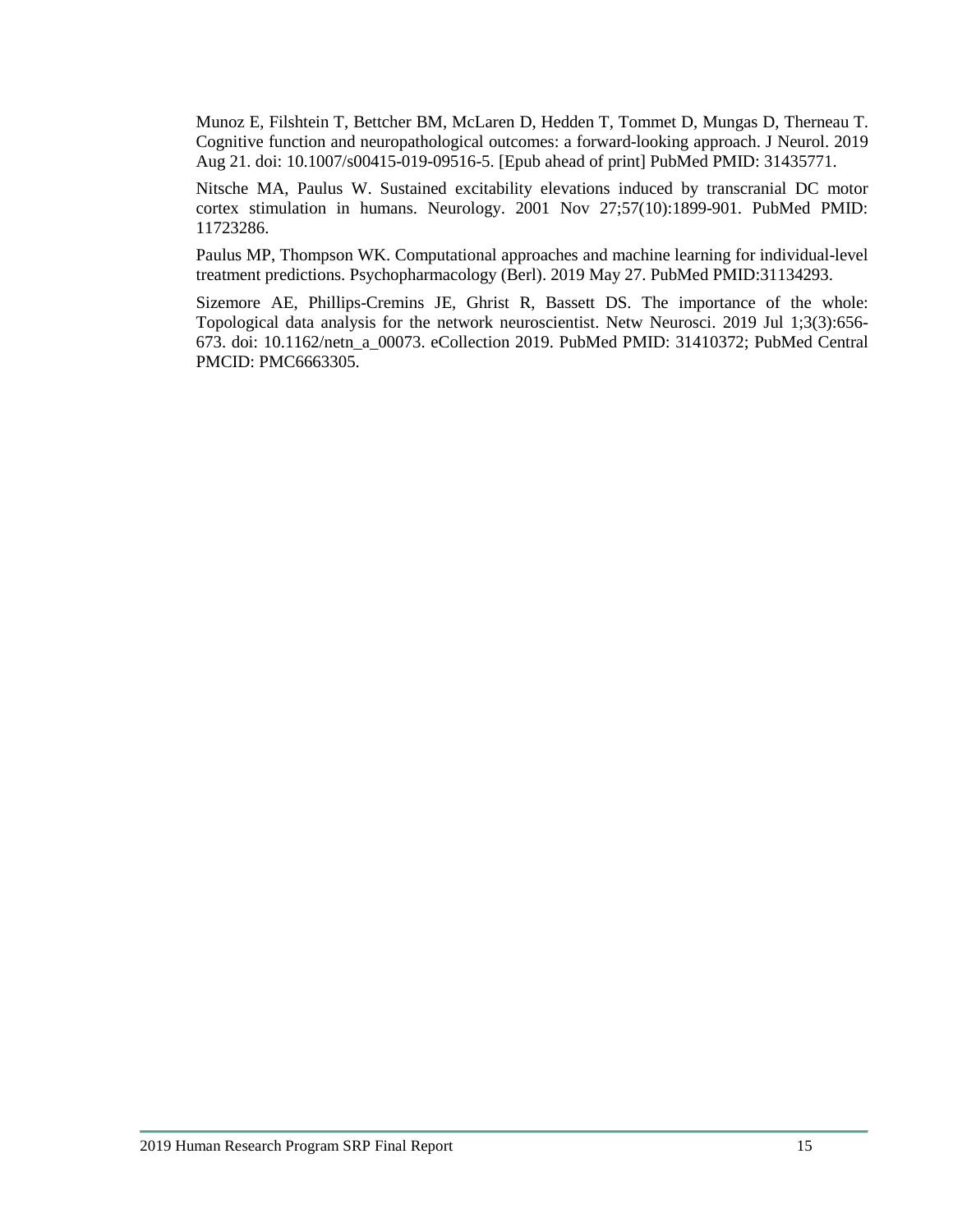Munoz E, Filshtein T, Bettcher BM, McLaren D, Hedden T, Tommet D, Mungas D, Therneau T. Cognitive function and neuropathological outcomes: a forward-looking approach. J Neurol. 2019 Aug 21. doi: 10.1007/s00415-019-09516-5. [Epub ahead of print] PubMed PMID: 31435771.

Nitsche MA, Paulus W. Sustained excitability elevations induced by transcranial DC motor cortex stimulation in humans. Neurology. 2001 Nov 27;57(10):1899-901. PubMed PMID: 11723286.

Paulus MP, Thompson WK. Computational approaches and machine learning for individual-level treatment predictions. Psychopharmacology (Berl). 2019 May 27. PubMed PMID:31134293.

Sizemore AE, Phillips-Cremins JE, Ghrist R, Bassett DS. The importance of the whole: Topological data analysis for the network neuroscientist. Netw Neurosci. 2019 Jul 1;3(3):656-673. doi: 10.1162/netn_a_00073. eCollection 2019. PubMed PMID: 31410372; PubMed Central PMCID: PMC6663305.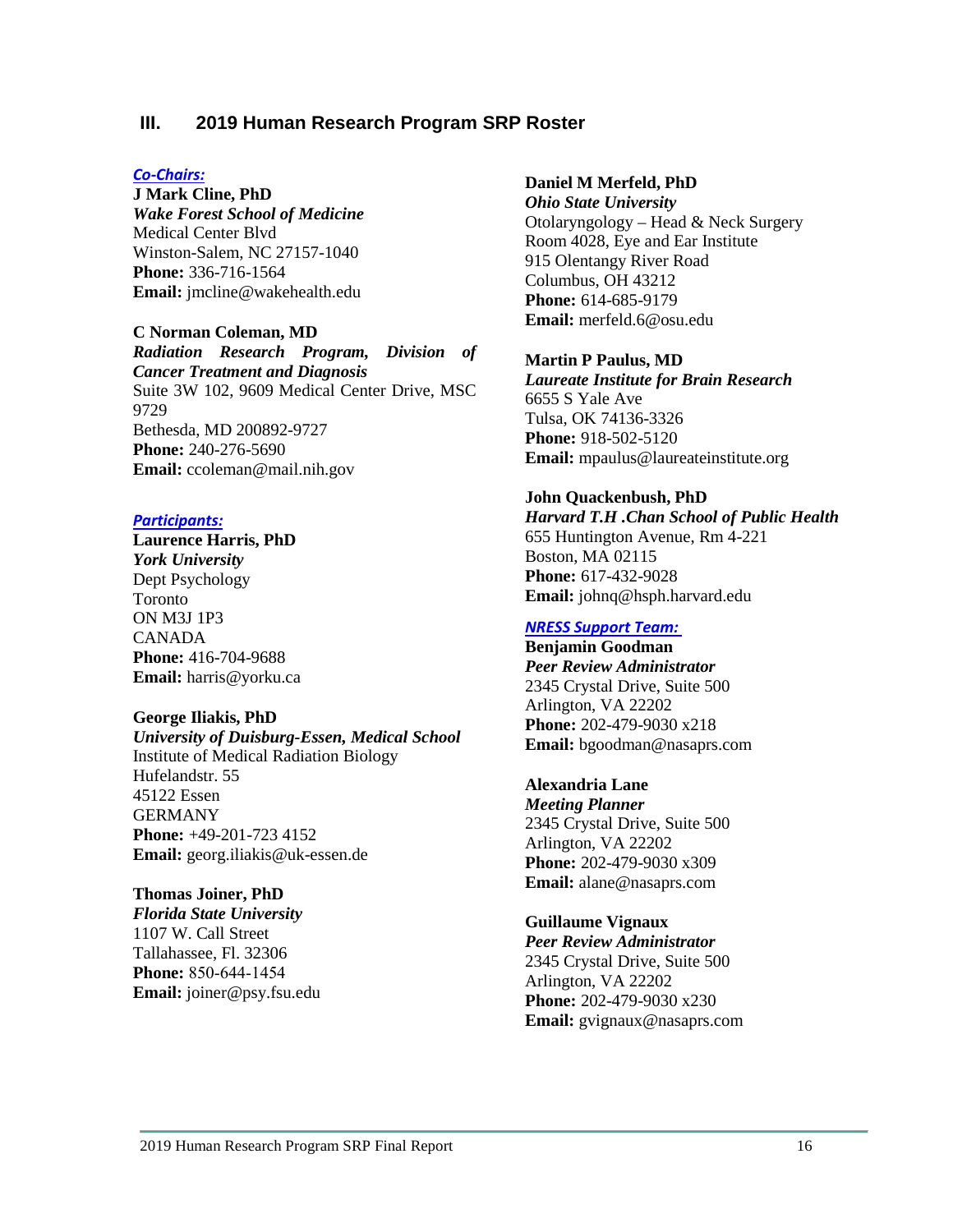## III. 2019 Human Research Program SRP Roster

***Co-Chairs:***

**J Mark Cline, PhD**
***Wake Forest School of Medicine***
Medical Center Blvd
Winston-Salem, NC 27157-1040
**Phone:** 336-716-1564
**Email:** jmcline@wakehealth.edu

**C Norman Coleman, MD**
***Radiation Research Program, Division of Cancer Treatment and Diagnosis***
Suite 3W 102, 9609 Medical Center Drive, MSC 9729
Bethesda, MD 200892-9727
**Phone:** 240-276-5690
**Email:** ccoleman@mail.nih.gov

***Participants:***

**Laurence Harris, PhD**
***York University***
Dept Psychology
Toronto
ON M3J 1P3
CANADA
**Phone:** 416-704-9688
**Email:** harris@yorku.ca

**George Iliakis, PhD**
***University of Duisburg-Essen, Medical School***
Institute of Medical Radiation Biology
Hufelandstr. 55
45122 Essen
GERMANY
**Phone:** +49-201-723 4152
**Email:** georg.iliakis@uk-essen.de

**Thomas Joiner, PhD**
***Florida State University***
1107 W. Call Street
Tallahassee, Fl. 32306
**Phone:** 850-644-1454
**Email:** joiner@psy.fsu.edu

**Daniel M Merfeld, PhD**
***Ohio State University***
Otolaryngology – Head & Neck Surgery
Room 4028, Eye and Ear Institute
915 Olentangy River Road
Columbus, OH 43212
**Phone:** 614-685-9179
**Email:** merfeld.6@osu.edu

**Martin P Paulus, MD**
***Laureate Institute for Brain Research***
6655 S Yale Ave
Tulsa, OK 74136-3326
**Phone:** 918-502-5120
**Email:** mpaulus@laureateinstitute.org

**John Quackenbush, PhD**
***Harvard T.H .Chan School of Public Health***
655 Huntington Avenue, Rm 4-221
Boston, MA 02115
**Phone:** 617-432-9028
**Email:** johnq@hsph.harvard.edu

***NRESS Support Team:***

**Benjamin Goodman**
***Peer Review Administrator***
2345 Crystal Drive, Suite 500
Arlington, VA 22202
**Phone:** 202-479-9030 x218
**Email:** bgoodman@nasaprs.com

**Alexandria Lane**
***Meeting Planner***
2345 Crystal Drive, Suite 500
Arlington, VA 22202
**Phone:** 202-479-9030 x309
**Email:** alane@nasaprs.com

**Guillaume Vignaux**
***Peer Review Administrator***
2345 Crystal Drive, Suite 500
Arlington, VA 22202
**Phone:** 202-479-9030 x230
**Email:** gvignaux@nasaprs.com